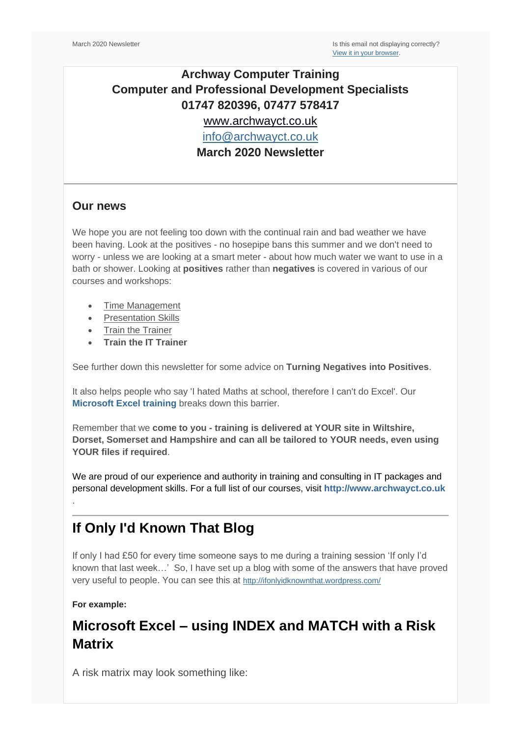March 2020 Newsletter

Is this email not displaying correctly?
View it in your browser.

**Archway Computer Training**
**Computer and Professional Development Specialists**
**01747 820396, 07477 578417**
www.archwayct.co.uk
info@archwayct.co.uk
**March 2020 Newsletter**

## Our news

We hope you are not feeling too down with the continual rain and bad weather we have been having. Look at the positives - no hosepipe bans this summer and we don't need to worry - unless we are looking at a smart meter - about how much water we want to use in a bath or shower. Looking at **positives** rather than **negatives** is covered in various of our courses and workshops:

- Time Management
- Presentation Skills
- Train the Trainer
- **Train the IT Trainer**

See further down this newsletter for some advice on **Turning Negatives into Positives**.

It also helps people who say 'I hated Maths at school, therefore I can't do Excel'. Our **Microsoft Excel training** breaks down this barrier.

Remember that we **come to you - training is delivered at YOUR site in Wiltshire, Dorset, Somerset and Hampshire and can all be tailored to YOUR needs, even using YOUR files if required**.

We are proud of our experience and authority in training and consulting in IT packages and personal development skills. For a full list of our courses, visit **http://www.archwayct.co.uk**
.

# If Only I'd Known That Blog

If only I had £50 for every time someone says to me during a training session 'If only I'd known that last week…' So, I have set up a blog with some of the answers that have proved very useful to people. You can see this at http://ifonlyidknownthat.wordpress.com/

**For example:**

# Microsoft Excel – using INDEX and MATCH with a Risk Matrix

A risk matrix may look something like: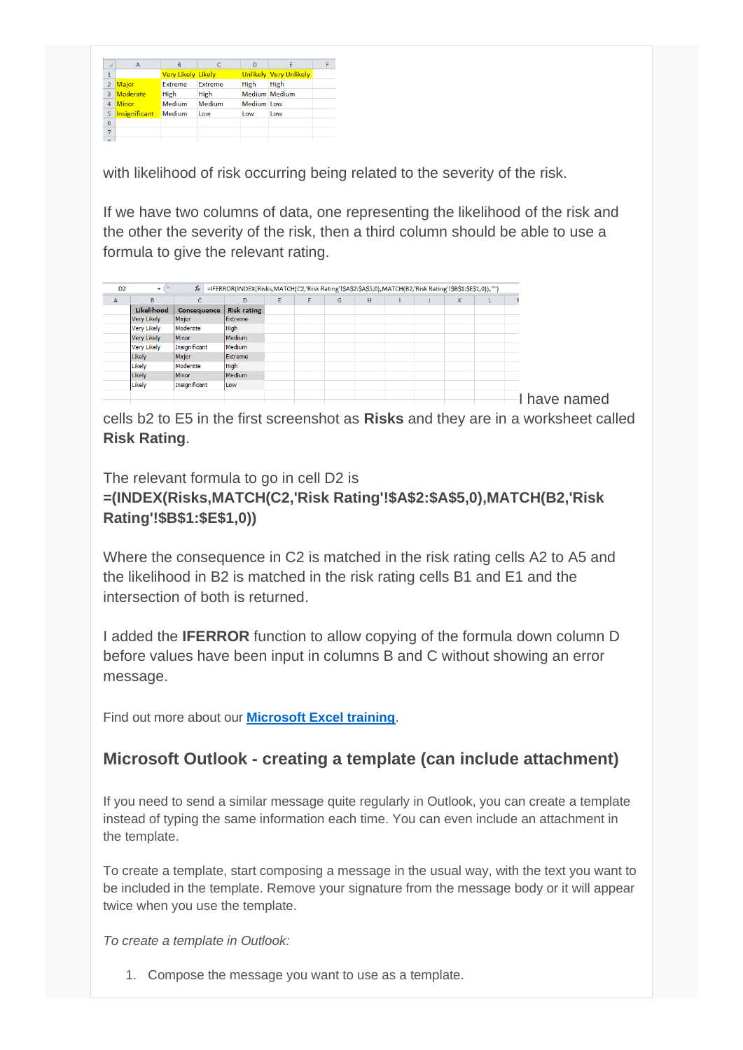|   | A | B | C | D | E | F |
|---|---|---|---|---|---|---|
| 1 |   | Very Likely | Likely | Unlikely | Very Unlikely |   |
| 2 | Major | Extreme | Extreme | High | High |   |
| 3 | Moderate | High | High | Medium | Medium |   |
| 4 | Minor | Medium | Medium | Medium | Low |   |
| 5 | Insignificant | Medium | Low | Low | Low |   |

with likelihood of risk occurring being related to the severity of the risk.

If we have two columns of data, one representing the likelihood of the risk and the other the severity of the risk, then a third column should be able to use a formula to give the relevant rating.

D2 =IFERROR(INDEX(Risks,MATCH(C2,'Risk Rating'!$A$2:$A$5,0),MATCH(B2,'Risk Rating'!$B$1:$E$1,0)),"")

| Likelihood | Consequence | Risk rating |
|---|---|---|
| Very Likely | Major | Extreme |
| Very Likely | Moderate | High |
| Very Likely | Minor | Medium |
| Very Likely | Insignificant | Medium |
| Likely | Major | Extreme |
| Likely | Moderate | High |
| Likely | Minor | Medium |
| Likely | Insignificant | Low |

I have named cells b2 to E5 in the first screenshot as **Risks** and they are in a worksheet called **Risk Rating**.

The relevant formula to go in cell D2 is
**=(INDEX(Risks,MATCH(C2,'Risk Rating'!$A$2:$A$5,0),MATCH(B2,'Risk Rating'!$B$1:$E$1,0))**

Where the consequence in C2 is matched in the risk rating cells A2 to A5 and the likelihood in B2 is matched in the risk rating cells B1 and E1 and the intersection of both is returned.

I added the **IFERROR** function to allow copying of the formula down column D before values have been input in columns B and C without showing an error message.

Find out more about our **Microsoft Excel training**.

## Microsoft Outlook - creating a template (can include attachment)

If you need to send a similar message quite regularly in Outlook, you can create a template instead of typing the same information each time. You can even include an attachment in the template.

To create a template, start composing a message in the usual way, with the text you want to be included in the template. Remove your signature from the message body or it will appear twice when you use the template.

*To create a template in Outlook:*

1. Compose the message you want to use as a template.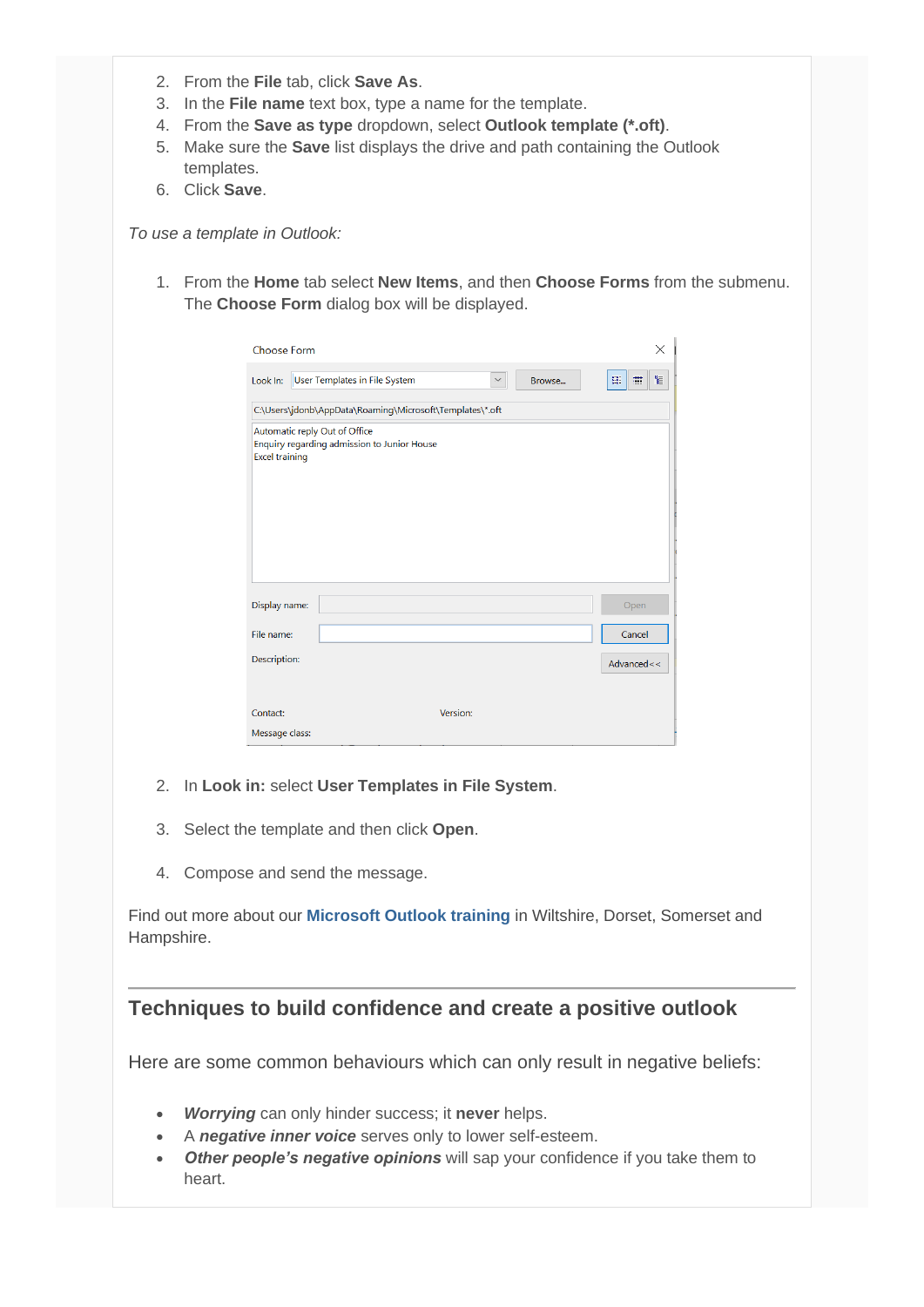2. From the **File** tab, click **Save As**.
3. In the **File name** text box, type a name for the template.
4. From the **Save as type** dropdown, select **Outlook template (*.oft)**.
5. Make sure the **Save** list displays the drive and path containing the Outlook templates.
6. Click **Save**.

*To use a template in Outlook:*

1. From the **Home** tab select **New Items**, and then **Choose Forms** from the submenu. The **Choose Form** dialog box will be displayed.

2. In **Look in:** select **User Templates in File System**.

3. Select the template and then click **Open**.

4. Compose and send the message.

Find out more about our **Microsoft Outlook training** in Wiltshire, Dorset, Somerset and Hampshire.

---

## Techniques to build confidence and create a positive outlook

Here are some common behaviours which can only result in negative beliefs:

- ***Worrying*** can only hinder success; it **never** helps.
- A ***negative inner voice*** serves only to lower self-esteem.
- ***Other people's negative opinions*** will sap your confidence if you take them to heart.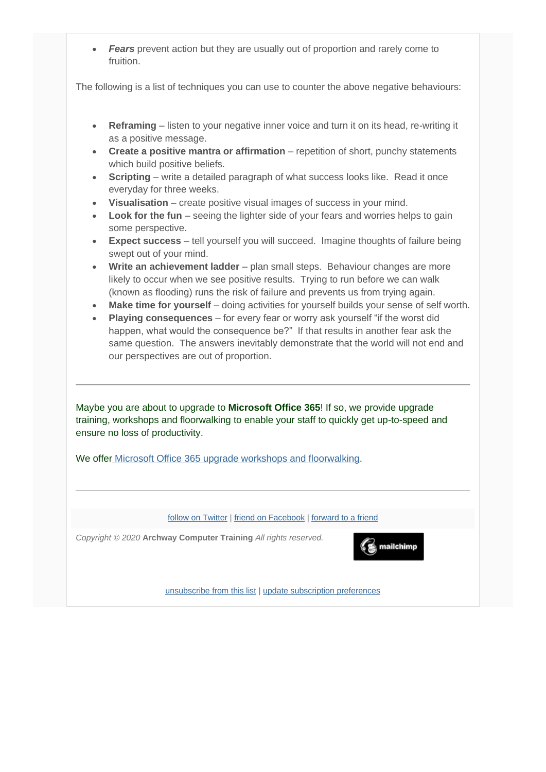- ***Fears*** prevent action but they are usually out of proportion and rarely come to fruition.

The following is a list of techniques you can use to counter the above negative behaviours:

- **Reframing** – listen to your negative inner voice and turn it on its head, re-writing it as a positive message.
- **Create a positive mantra or affirmation** – repetition of short, punchy statements which build positive beliefs.
- **Scripting** – write a detailed paragraph of what success looks like.  Read it once everyday for three weeks.
- **Visualisation** – create positive visual images of success in your mind.
- **Look for the fun** – seeing the lighter side of your fears and worries helps to gain some perspective.
- **Expect success** – tell yourself you will succeed.  Imagine thoughts of failure being swept out of your mind.
- **Write an achievement ladder** – plan small steps.  Behaviour changes are more likely to occur when we see positive results.  Trying to run before we can walk (known as flooding) runs the risk of failure and prevents us from trying again.
- **Make time for yourself** – doing activities for yourself builds your sense of self worth.
- **Playing consequences** – for every fear or worry ask yourself "if the worst did happen, what would the consequence be?"  If that results in another fear ask the same question.  The answers inevitably demonstrate that the world will not end and our perspectives are out of proportion.

---

Maybe you are about to upgrade to **Microsoft Office 365**! If so, we provide upgrade training, workshops and floorwalking to enable your staff to quickly get up-to-speed and ensure no loss of productivity.

We offer Microsoft Office 365 upgrade workshops and floorwalking.

---

follow on Twitter | friend on Facebook | forward to a friend

*Copyright © 2020* **Archway Computer Training** *All rights reserved.*

mailchimp

unsubscribe from this list | update subscription preferences